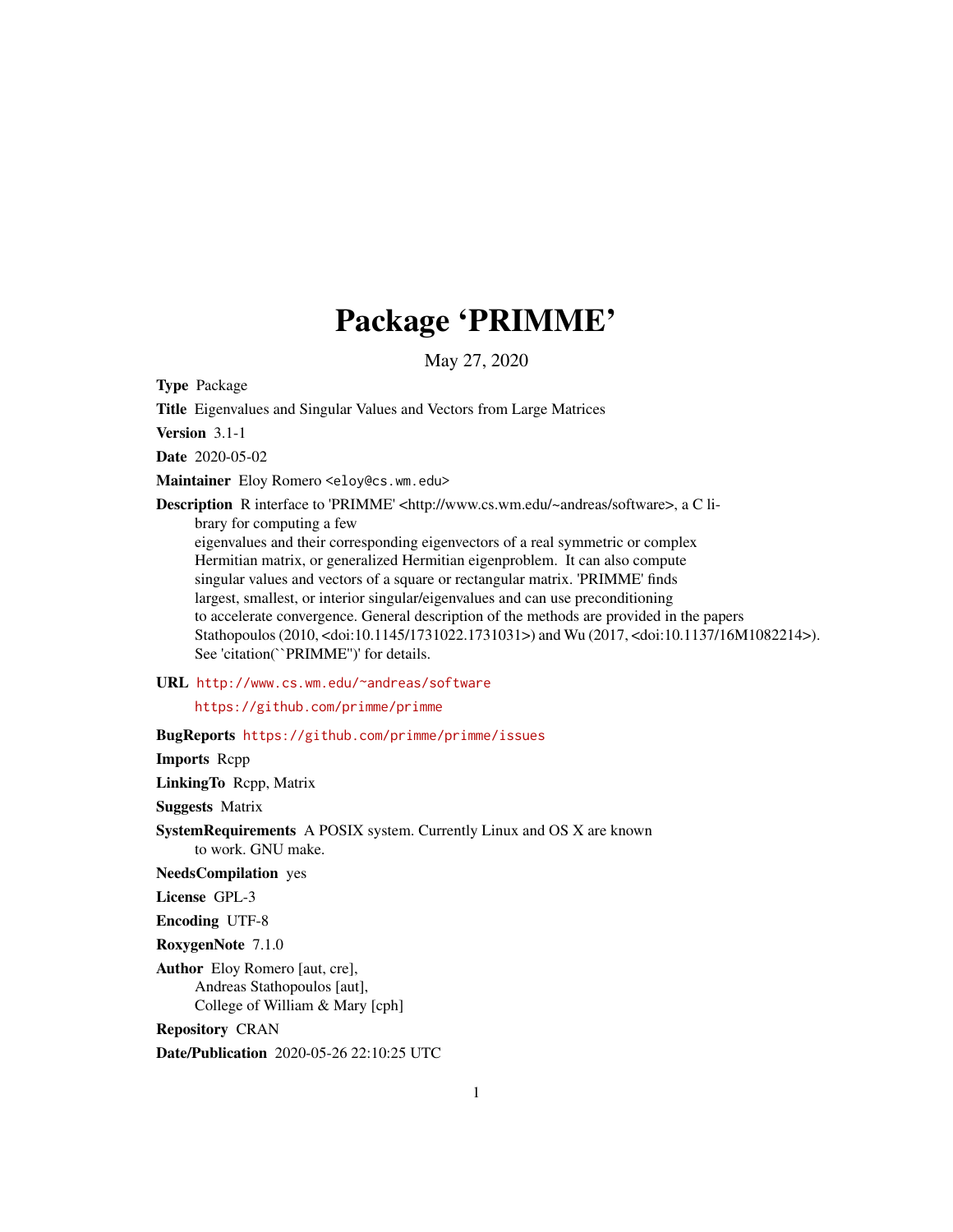# Package 'PRIMME'

May 27, 2020

**Type** Package

**Title** Eigenvalues and Singular Values and Vectors from Large Matrices

**Version** 3.1-1

**Date** 2020-05-02

**Maintainer** Eloy Romero <eloy@cs.wm.edu>

**Description** R interface to 'PRIMME' <http://www.cs.wm.edu/~andreas/software>, a C library for computing a few eigenvalues and their corresponding eigenvectors of a real symmetric or complex Hermitian matrix, or generalized Hermitian eigenproblem. It can also compute singular values and vectors of a square or rectangular matrix. 'PRIMME' finds largest, smallest, or interior singular/eigenvalues and can use preconditioning to accelerate convergence. General description of the methods are provided in the papers Stathopoulos (2010, <doi:10.1145/1731022.1731031>) and Wu (2017, <doi:10.1137/16M1082214>). See 'citation(``PRIMME'')' for details.

**URL** http://www.cs.wm.edu/~andreas/software

https://github.com/primme/primme

**BugReports** https://github.com/primme/primme/issues

**Imports** Rcpp

**LinkingTo** Rcpp, Matrix

**Suggests** Matrix

**SystemRequirements** A POSIX system. Currently Linux and OS X are known to work. GNU make.

**NeedsCompilation** yes

**License** GPL-3

**Encoding** UTF-8

**RoxygenNote** 7.1.0

**Author** Eloy Romero [aut, cre],
Andreas Stathopoulos [aut],
College of William & Mary [cph]

**Repository** CRAN

**Date/Publication** 2020-05-26 22:10:25 UTC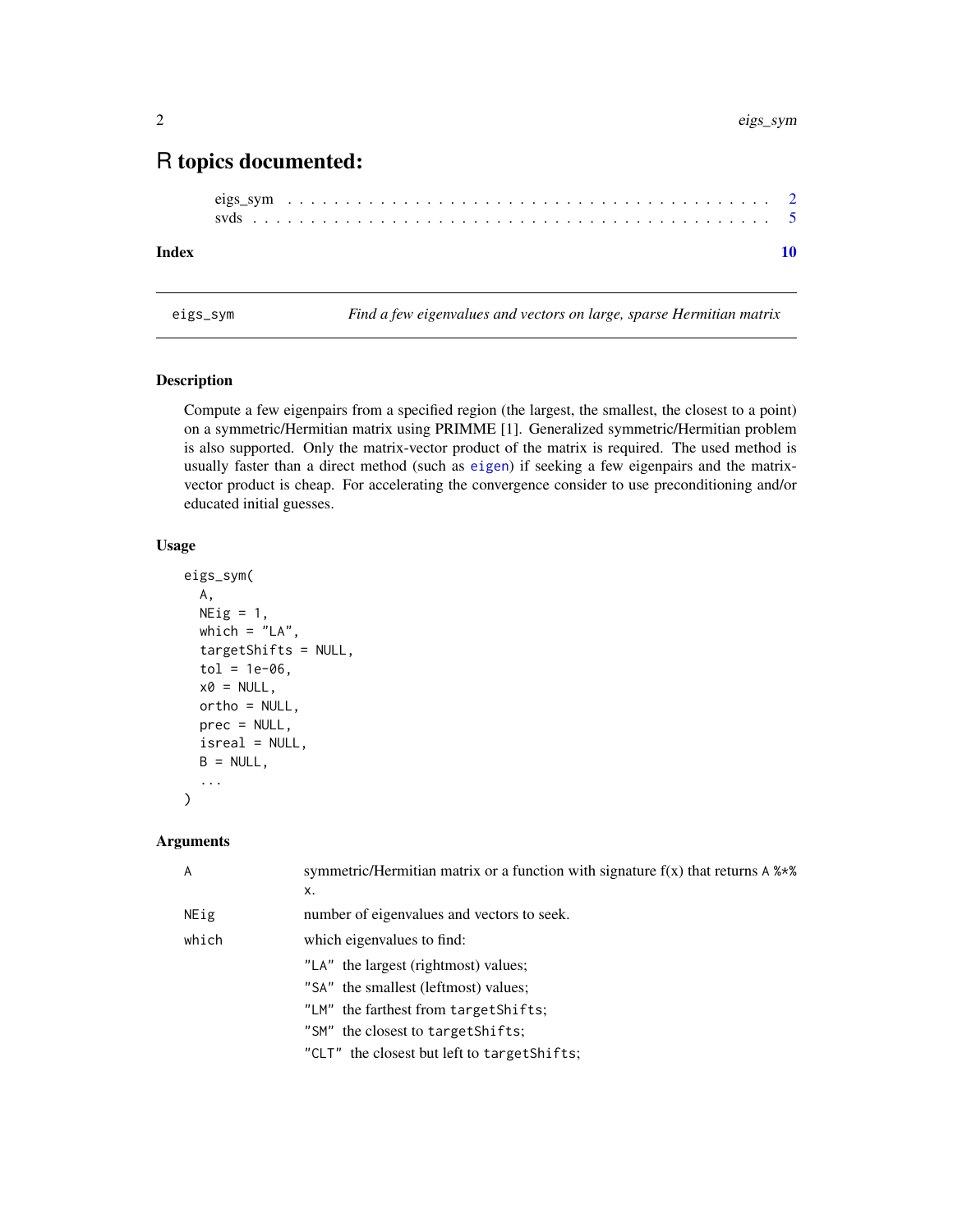# R topics documented:

eigs_sym . . . . . . . . . . . . . . . . . . . . . . . . . . . . . . . . . . . . . . . . 2
svds . . . . . . . . . . . . . . . . . . . . . . . . . . . . . . . . . . . . . . . . . . 5

**Index** **10**

---

eigs_sym *Find a few eigenvalues and vectors on large, sparse Hermitian matrix*

---

## Description

Compute a few eigenpairs from a specified region (the largest, the smallest, the closest to a point) on a symmetric/Hermitian matrix using PRIMME [1]. Generalized symmetric/Hermitian problem is also supported. Only the matrix-vector product of the matrix is required. The used method is usually faster than a direct method (such as eigen) if seeking a few eigenpairs and the matrix-vector product is cheap. For accelerating the convergence consider to use preconditioning and/or educated initial guesses.

## Usage

```
eigs_sym(
  A,
  NEig = 1,
  which = "LA",
  targetShifts = NULL,
  tol = 1e-06,
  x0 = NULL,
  ortho = NULL,
  prec = NULL,
  isreal = NULL,
  B = NULL,
  ...
)
```

## Arguments

| | |
|---|---|
| A | symmetric/Hermitian matrix or a function with signature f(x) that returns A %*% x. |
| NEig | number of eigenvalues and vectors to seek. |
| which | which eigenvalues to find:<br>"LA" the largest (rightmost) values;<br>"SA" the smallest (leftmost) values;<br>"LM" the farthest from targetShifts;<br>"SM" the closest to targetShifts;<br>"CLT" the closest but left to targetShifts; |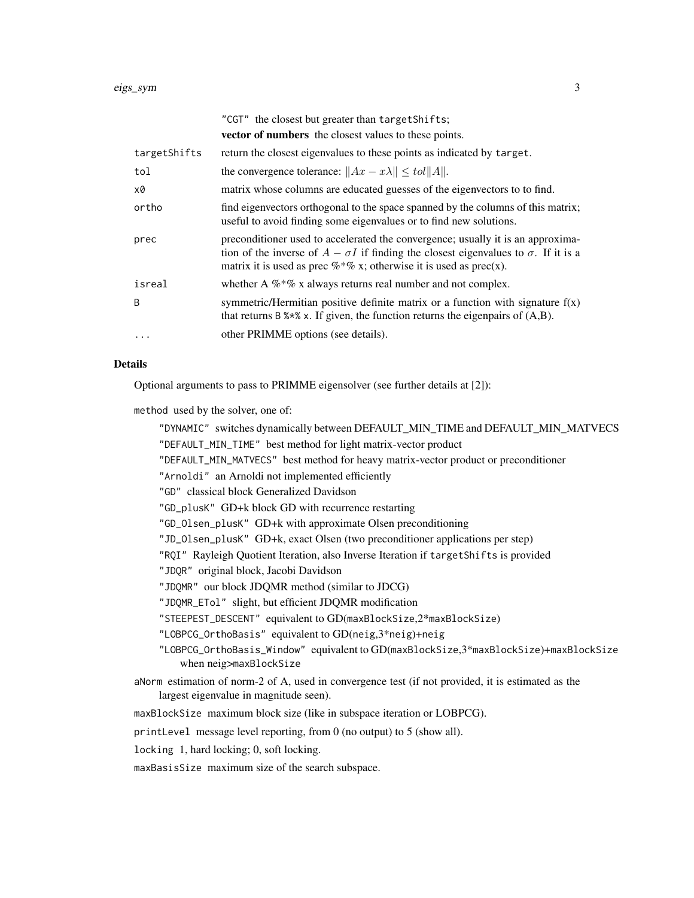| | |
|---|---|
| | `"CGT"` the closest but greater than `targetShifts`; |
| | **vector of numbers** the closest values to these points. |
| `targetShifts` | return the closest eigenvalues to these points as indicated by `target`. |
| `tol` | the convergence tolerance: $\|Ax - x\lambda\| \leq tol\|A\|$. |
| `x0` | matrix whose columns are educated guesses of the eigenvectors to to find. |
| `ortho` | find eigenvectors orthogonal to the space spanned by the columns of this matrix; useful to avoid finding some eigenvalues or to find new solutions. |
| `prec` | preconditioner used to accelerated the convergence; usually it is an approximation of the inverse of $A - \sigma I$ if finding the closest eigenvalues to $\sigma$. If it is a matrix it is used as prec %*% x; otherwise it is used as prec(x). |
| `isreal` | whether A %*% x always returns real number and not complex. |
| `B` | symmetric/Hermitian positive definite matrix or a function with signature f(x) that returns `B %*% x`. If given, the function returns the eigenpairs of (A,B). |
| `...` | other PRIMME options (see details). |

## Details

Optional arguments to pass to PRIMME eigensolver (see further details at [2]):

`method` used by the solver, one of:

- `"DYNAMIC"` switches dynamically between DEFAULT_MIN_TIME and DEFAULT_MIN_MATVECS
- `"DEFAULT_MIN_TIME"` best method for light matrix-vector product
- `"DEFAULT_MIN_MATVECS"` best method for heavy matrix-vector product or preconditioner
- `"Arnoldi"` an Arnoldi not implemented efficiently
- `"GD"` classical block Generalized Davidson
- `"GD_plusK"` GD+k block GD with recurrence restarting
- `"GD_Olsen_plusK"` GD+k with approximate Olsen preconditioning
- `"JD_Olsen_plusK"` GD+k, exact Olsen (two preconditioner applications per step)
- `"RQI"` Rayleigh Quotient Iteration, also Inverse Iteration if `targetShifts` is provided
- `"JDQR"` original block, Jacobi Davidson
- `"JDQMR"` our block JDQMR method (similar to JDCG)
- `"JDQMR_ETol"` slight, but efficient JDQMR modification
- `"STEEPEST_DESCENT"` equivalent to GD(maxBlockSize,2*maxBlockSize)
- `"LOBPCG_OrthoBasis"` equivalent to GD(neig,3*neig)+neig
- `"LOBPCG_OrthoBasis_Window"` equivalent to GD(`maxBlockSize`,3*`maxBlockSize`)+`maxBlockSize` when neig>`maxBlockSize`

`aNorm` estimation of norm-2 of A, used in convergence test (if not provided, it is estimated as the largest eigenvalue in magnitude seen).

`maxBlockSize` maximum block size (like in subspace iteration or LOBPCG).

`printLevel` message level reporting, from 0 (no output) to 5 (show all).

`locking` 1, hard locking; 0, soft locking.

`maxBasisSize` maximum size of the search subspace.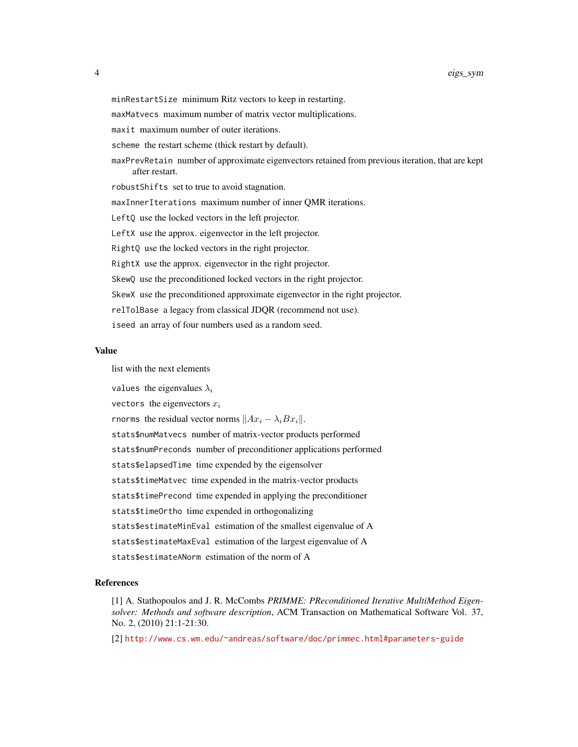`minRestartSize` minimum Ritz vectors to keep in restarting.

`maxMatvecs` maximum number of matrix vector multiplications.

`maxit` maximum number of outer iterations.

`scheme` the restart scheme (thick restart by default).

`maxPrevRetain` number of approximate eigenvectors retained from previous iteration, that are kept after restart.

`robustShifts` set to true to avoid stagnation.

`maxInnerIterations` maximum number of inner QMR iterations.

`LeftQ` use the locked vectors in the left projector.

`LeftX` use the approx. eigenvector in the left projector.

`RightQ` use the locked vectors in the right projector.

`RightX` use the approx. eigenvector in the right projector.

`SkewQ` use the preconditioned locked vectors in the right projector.

`SkewX` use the preconditioned approximate eigenvector in the right projector.

`relTolBase` a legacy from classical JDQR (recommend not use).

`iseed` an array of four numbers used as a random seed.

## Value

list with the next elements

`values` the eigenvalues $\lambda_i$

`vectors` the eigenvectors $x_i$

`rnorms` the residual vector norms $\|Ax_i - \lambda_i Bx_i\|$.

`stats$numMatvecs` number of matrix-vector products performed

`stats$numPreconds` number of preconditioner applications performed

`stats$elapsedTime` time expended by the eigensolver

`stats$timeMatvec` time expended in the matrix-vector products

`stats$timePrecond` time expended in applying the preconditioner

`stats$timeOrtho` time expended in orthogonalizing

`stats$estimateMinEval` estimation of the smallest eigenvalue of A

`stats$estimateMaxEval` estimation of the largest eigenvalue of A

`stats$estimateANorm` estimation of the norm of A

## References

[1] A. Stathopoulos and J. R. McCombs *PRIMME: PReconditioned Iterative MultiMethod Eigensolver: Methods and software description*, ACM Transaction on Mathematical Software Vol. 37, No. 2, (2010) 21:1-21:30.

[2] http://www.cs.wm.edu/~andreas/software/doc/primmec.html#parameters-guide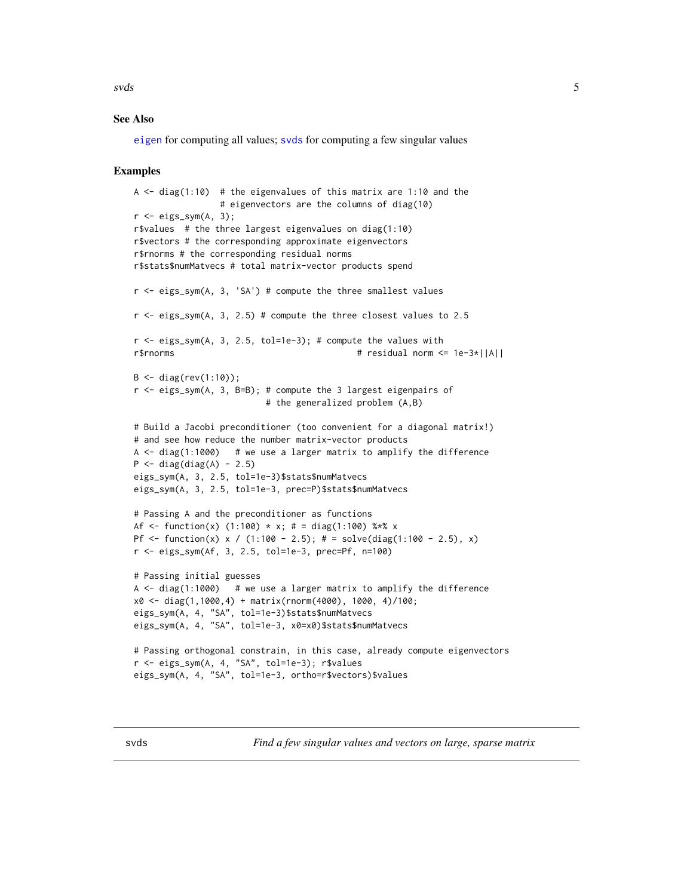## See Also

`eigen` for computing all values; `svds` for computing a few singular values

## Examples

```
A <- diag(1:10)  # the eigenvalues of this matrix are 1:10 and the
                 # eigenvectors are the columns of diag(10)
r <- eigs_sym(A, 3);
r$values  # the three largest eigenvalues on diag(1:10)
r$vectors # the corresponding approximate eigenvectors
r$rnorms # the corresponding residual norms
r$stats$numMatvecs # total matrix-vector products spend

r <- eigs_sym(A, 3, 'SA') # compute the three smallest values

r <- eigs_sym(A, 3, 2.5) # compute the three closest values to 2.5

r <- eigs_sym(A, 3, 2.5, tol=1e-3); # compute the values with
r$rnorms                                    # residual norm <= 1e-3*||A||

B <- diag(rev(1:10));
r <- eigs_sym(A, 3, B=B); # compute the 3 largest eigenpairs of
                          # the generalized problem (A,B)

# Build a Jacobi preconditioner (too convenient for a diagonal matrix!)
# and see how reduce the number matrix-vector products
A <- diag(1:1000)   # we use a larger matrix to amplify the difference
P <- diag(diag(A) - 2.5)
eigs_sym(A, 3, 2.5, tol=1e-3)$stats$numMatvecs
eigs_sym(A, 3, 2.5, tol=1e-3, prec=P)$stats$numMatvecs

# Passing A and the preconditioner as functions
Af <- function(x) (1:100) * x; # = diag(1:100) %*% x
Pf <- function(x) x / (1:100 - 2.5); # = solve(diag(1:100 - 2.5), x)
r <- eigs_sym(Af, 3, 2.5, tol=1e-3, prec=Pf, n=100)

# Passing initial guesses
A <- diag(1:1000)   # we use a larger matrix to amplify the difference
x0 <- diag(1,1000,4) + matrix(rnorm(4000), 1000, 4)/100;
eigs_sym(A, 4, "SA", tol=1e-3)$stats$numMatvecs
eigs_sym(A, 4, "SA", tol=1e-3, x0=x0)$stats$numMatvecs

# Passing orthogonal constrain, in this case, already compute eigenvectors
r <- eigs_sym(A, 4, "SA", tol=1e-3); r$values
eigs_sym(A, 4, "SA", tol=1e-3, ortho=r$vectors)$values
```

---

# svds — *Find a few singular values and vectors on large, sparse matrix*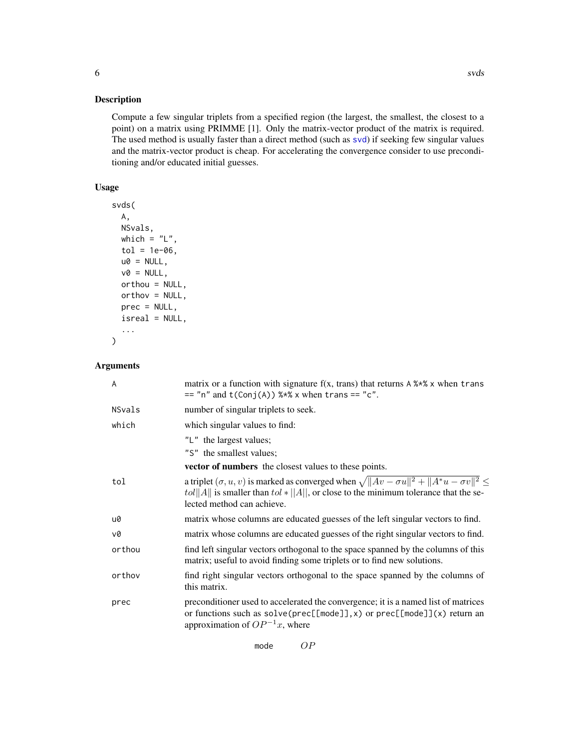## Description

Compute a few singular triplets from a specified region (the largest, the smallest, the closest to a point) on a matrix using PRIMME [1]. Only the matrix-vector product of the matrix is required. The used method is usually faster than a direct method (such as svd) if seeking few singular values and the matrix-vector product is cheap. For accelerating the convergence consider to use preconditioning and/or educated initial guesses.

## Usage

```
svds(
  A,
  NSvals,
  which = "L",
  tol = 1e-06,
  u0 = NULL,
  v0 = NULL,
  orthou = NULL,
  orthov = NULL,
  prec = NULL,
  isreal = NULL,
  ...
)
```

## Arguments

| | |
|---|---|
| A | matrix or a function with signature f(x, trans) that returns A %*% x when trans == "n" and t(Conj(A)) %*% x when trans == "c". |
| NSvals | number of singular triplets to seek. |
| which | which singular values to find: "L" the largest values; "S" the smallest values; **vector of numbers** the closest values to these points. |
| tol | a triplet $(\sigma, u, v)$ is marked as converged when $\sqrt{\|Av - \sigma u\|^2 + \|A^* u - \sigma v\|^2} \leq tol\|A\|$ is smaller than $tol * \|\|A\|\|$, or close to the minimum tolerance that the selected method can achieve. |
| u0 | matrix whose columns are educated guesses of the left singular vectors to find. |
| v0 | matrix whose columns are educated guesses of the right singular vectors to find. |
| orthou | find left singular vectors orthogonal to the space spanned by the columns of this matrix; useful to avoid finding some triplets or to find new solutions. |
| orthov | find right singular vectors orthogonal to the space spanned by the columns of this matrix. |
| prec | preconditioner used to accelerated the convergence; it is a named list of matrices or functions such as solve(prec[[mode]],x) or prec[[mode]](x) return an approximation of $OP^{-1}x$, where |

| mode | $OP$ |
|---|---|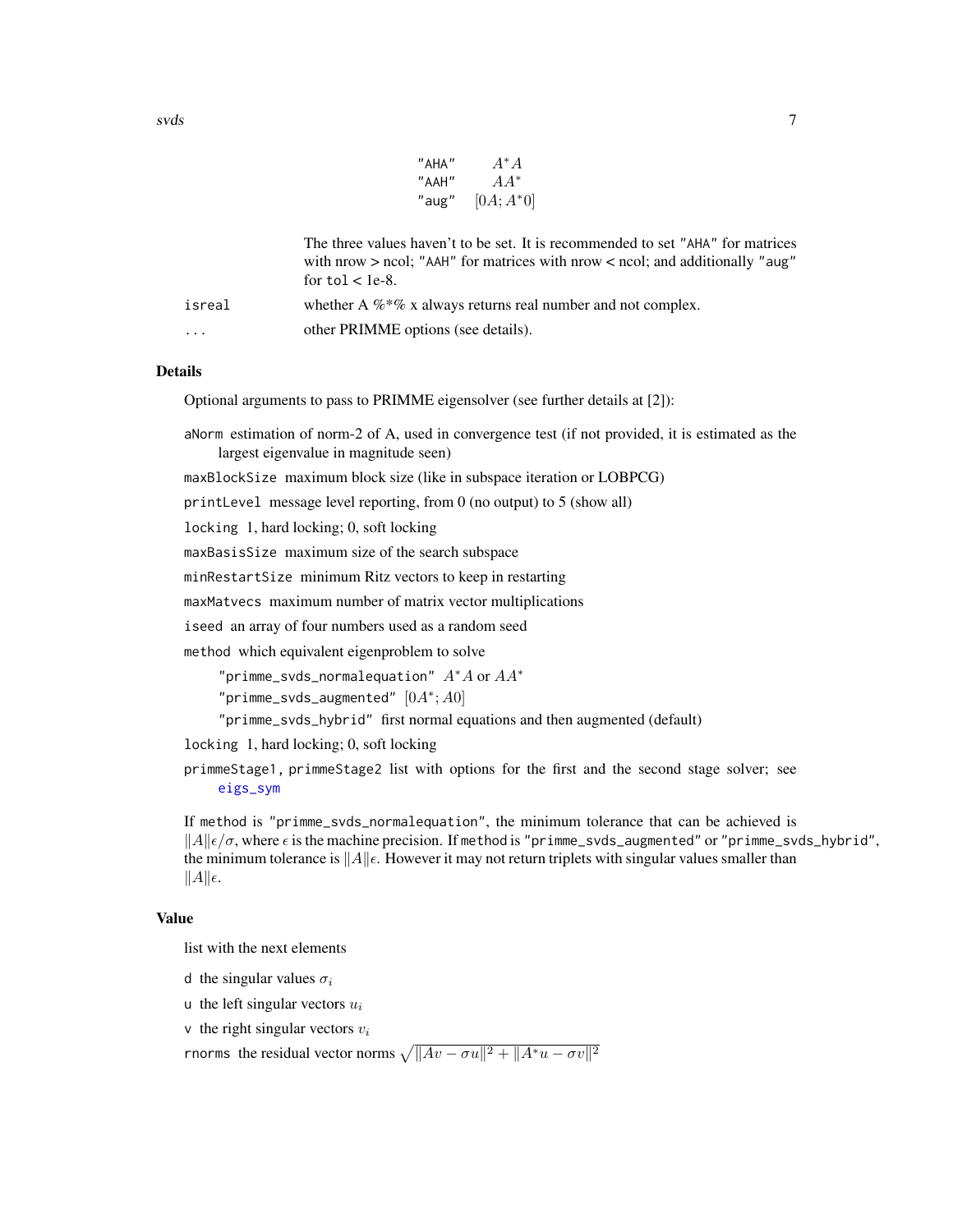| | |
|---|---|
| "AHA" | $A^*A$ |
| "AAH" | $AA^*$ |
| "aug" | $[0A; A^*0]$ |

The three values haven't to be set. It is recommended to set "AHA" for matrices with nrow > ncol; "AAH" for matrices with nrow < ncol; and additionally "aug" for tol < 1e-8.

| | |
|---|---|
| isreal | whether A %*% x always returns real number and not complex. |
| ... | other PRIMME options (see details). |

## Details

Optional arguments to pass to PRIMME eigensolver (see further details at [2]):

aNorm estimation of norm-2 of A, used in convergence test (if not provided, it is estimated as the largest eigenvalue in magnitude seen)

maxBlockSize maximum block size (like in subspace iteration or LOBPCG)

printLevel message level reporting, from 0 (no output) to 5 (show all)

locking 1, hard locking; 0, soft locking

maxBasisSize maximum size of the search subspace

minRestartSize minimum Ritz vectors to keep in restarting

maxMatvecs maximum number of matrix vector multiplications

iseed an array of four numbers used as a random seed

method which equivalent eigenproblem to solve

- "primme_svds_normalequation" $A^*A$ or $AA^*$
- "primme_svds_augmented" $[0A^*; A0]$
- "primme_svds_hybrid" first normal equations and then augmented (default)

locking 1, hard locking; 0, soft locking

primmeStage1, primmeStage2 list with options for the first and the second stage solver; see eigs_sym

If method is "primme_svds_normalequation", the minimum tolerance that can be achieved is $\|A\|\epsilon/\sigma$, where $\epsilon$ is the machine precision. If method is "primme_svds_augmented" or "primme_svds_hybrid", the minimum tolerance is $\|A\|\epsilon$. However it may not return triplets with singular values smaller than $\|A\|\epsilon$.

## Value

list with the next elements

d the singular values $\sigma_i$

u the left singular vectors $u_i$

v the right singular vectors $v_i$

rnorms the residual vector norms $\sqrt{\|Av - \sigma u\|^2 + \|A^*u - \sigma v\|^2}$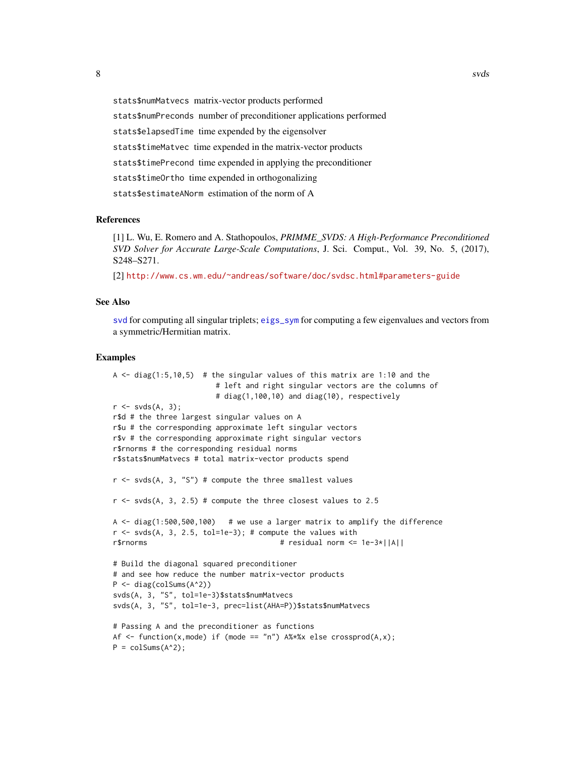stats$numMatvecs matrix-vector products performed

stats$numPreconds number of preconditioner applications performed

stats$elapsedTime time expended by the eigensolver

stats$timeMatvec time expended in the matrix-vector products

stats$timePrecond time expended in applying the preconditioner

stats$timeOrtho time expended in orthogonalizing

stats$estimateANorm estimation of the norm of A

## References

[1] L. Wu, E. Romero and A. Stathopoulos, *PRIMME_SVDS: A High-Performance Preconditioned SVD Solver for Accurate Large-Scale Computations*, J. Sci. Comput., Vol. 39, No. 5, (2017), S248–S271.

[2] http://www.cs.wm.edu/~andreas/software/doc/svdsc.html#parameters-guide

## See Also

svd for computing all singular triplets; eigs_sym for computing a few eigenvalues and vectors from a symmetric/Hermitian matrix.

## Examples

```
A <- diag(1:5,10,5)  # the singular values of this matrix are 1:10 and the
                     # left and right singular vectors are the columns of
                     # diag(1,100,10) and diag(10), respectively
r <- svds(A, 3);
r$d # the three largest singular values on A
r$u # the corresponding approximate left singular vectors
r$v # the corresponding approximate right singular vectors
r$rnorms # the corresponding residual norms
r$stats$numMatvecs # total matrix-vector products spend

r <- svds(A, 3, "S") # compute the three smallest values

r <- svds(A, 3, 2.5) # compute the three closest values to 2.5

A <- diag(1:500,500,100)   # we use a larger matrix to amplify the difference
r <- svds(A, 3, 2.5, tol=1e-3); # compute the values with
r$rnorms                              # residual norm <= 1e-3*||A||

# Build the diagonal squared preconditioner
# and see how reduce the number matrix-vector products
P <- diag(colSums(A^2))
svds(A, 3, "S", tol=1e-3)$stats$numMatvecs
svds(A, 3, "S", tol=1e-3, prec=list(AHA=P))$stats$numMatvecs

# Passing A and the preconditioner as functions
Af <- function(x,mode) if (mode == "n") A%*%x else crossprod(A,x);
P = colSums(A^2);
```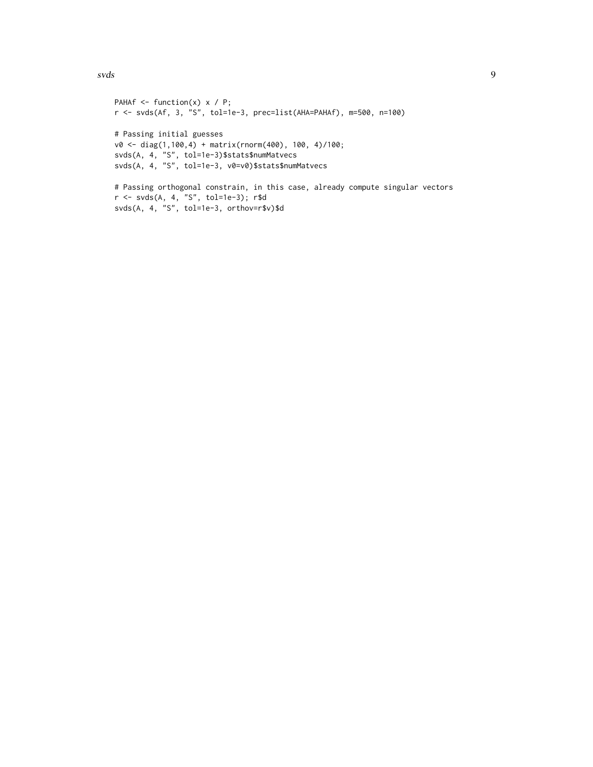```
PAHAf <- function(x) x / P;
r <- svds(Af, 3, "S", tol=1e-3, prec=list(AHA=PAHAf), m=500, n=100)

# Passing initial guesses
v0 <- diag(1,100,4) + matrix(rnorm(400), 100, 4)/100;
svds(A, 4, "S", tol=1e-3)$stats$numMatvecs
svds(A, 4, "S", tol=1e-3, v0=v0)$stats$numMatvecs

# Passing orthogonal constrain, in this case, already compute singular vectors
r <- svds(A, 4, "S", tol=1e-3); r$d
svds(A, 4, "S", tol=1e-3, orthov=r$v)$d
```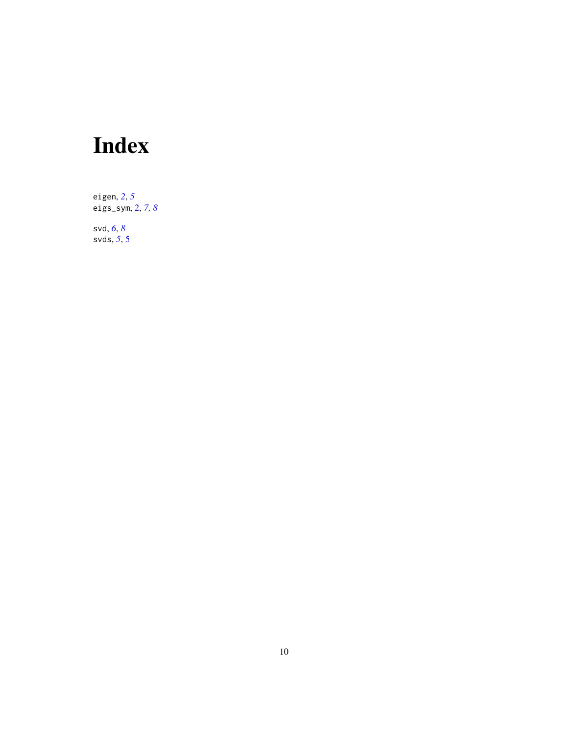# Index

eigen, *2*, *5*
eigs_sym, 2, *7, 8*

svd, *6*, *8*
svds, *5*, 5